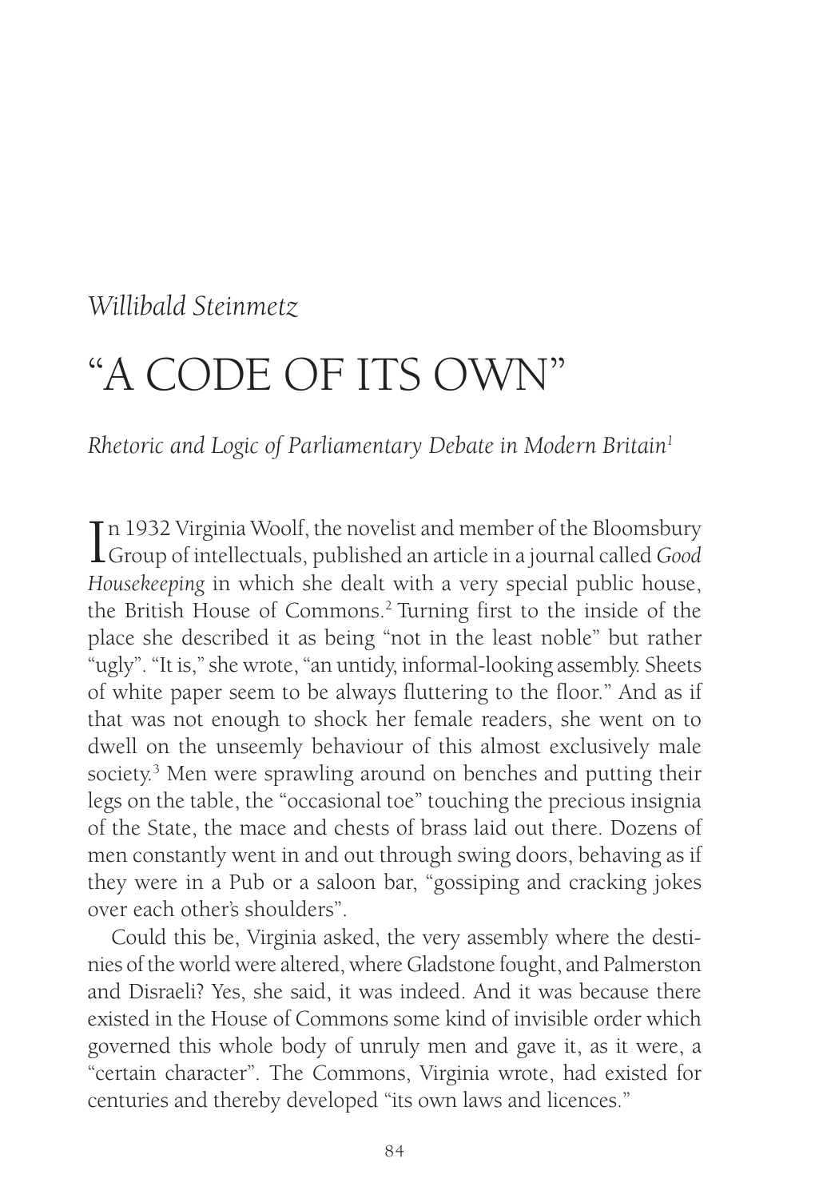*Willibald Steinmetz*

# "A CODE OF ITS OWN"

*Rhetoric and Logic of Parliamentary Debate in Modern Britain*[1]

In 1932 Virginia Woolf, the novelist and member of the Bloomsbury Group of intellectuals, published an article in a journal called *Good Housekeeping* in which she dealt with a very special public house, the British House of Commons.[2] Turning first to the inside of the place she described it as being "not in the least noble" but rather "ugly". "It is," she wrote, "an untidy, informal-looking assembly. Sheets of white paper seem to be always fluttering to the floor." And as if that was not enough to shock her female readers, she went on to dwell on the unseemly behaviour of this almost exclusively male society.[3] Men were sprawling around on benches and putting their legs on the table, the "occasional toe" touching the precious insignia of the State, the mace and chests of brass laid out there. Dozens of men constantly went in and out through swing doors, behaving as if they were in a Pub or a saloon bar, "gossiping and cracking jokes over each other's shoulders".

Could this be, Virginia asked, the very assembly where the destinies of the world were altered, where Gladstone fought, and Palmerston and Disraeli? Yes, she said, it was indeed. And it was because there existed in the House of Commons some kind of invisible order which governed this whole body of unruly men and gave it, as it were, a "certain character". The Commons, Virginia wrote, had existed for centuries and thereby developed "its own laws and licences."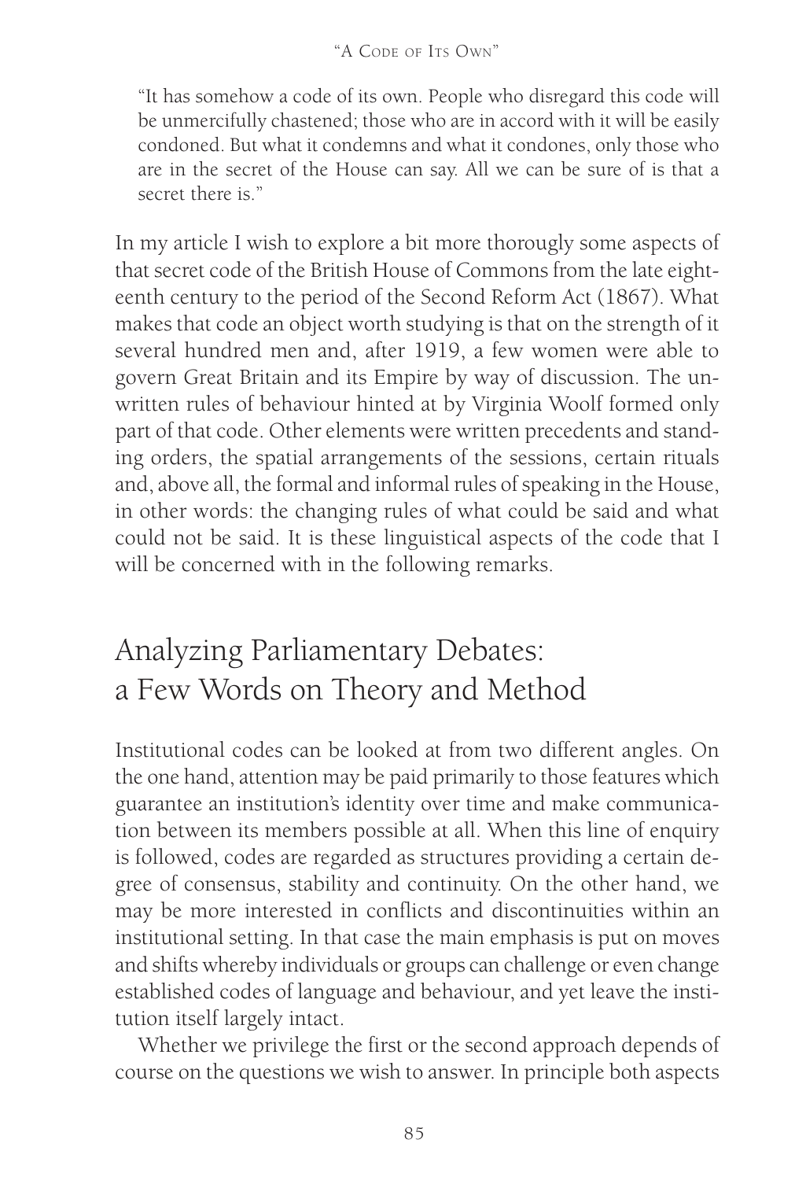> "It has somehow a code of its own. People who disregard this code will be unmercifully chastened; those who are in accord with it will be easily condoned. But what it condemns and what it condones, only those who are in the secret of the House can say. All we can be sure of is that a secret there is."

In my article I wish to explore a bit more thorougly some aspects of that secret code of the British House of Commons from the late eighteenth century to the period of the Second Reform Act (1867). What makes that code an object worth studying is that on the strength of it several hundred men and, after 1919, a few women were able to govern Great Britain and its Empire by way of discussion. The unwritten rules of behaviour hinted at by Virginia Woolf formed only part of that code. Other elements were written precedents and standing orders, the spatial arrangements of the sessions, certain rituals and, above all, the formal and informal rules of speaking in the House, in other words: the changing rules of what could be said and what could not be said. It is these linguistical aspects of the code that I will be concerned with in the following remarks.

## Analyzing Parliamentary Debates: a Few Words on Theory and Method

Institutional codes can be looked at from two different angles. On the one hand, attention may be paid primarily to those features which guarantee an institution's identity over time and make communication between its members possible at all. When this line of enquiry is followed, codes are regarded as structures providing a certain degree of consensus, stability and continuity. On the other hand, we may be more interested in conflicts and discontinuities within an institutional setting. In that case the main emphasis is put on moves and shifts whereby individuals or groups can challenge or even change established codes of language and behaviour, and yet leave the institution itself largely intact.

Whether we privilege the first or the second approach depends of course on the questions we wish to answer. In principle both aspects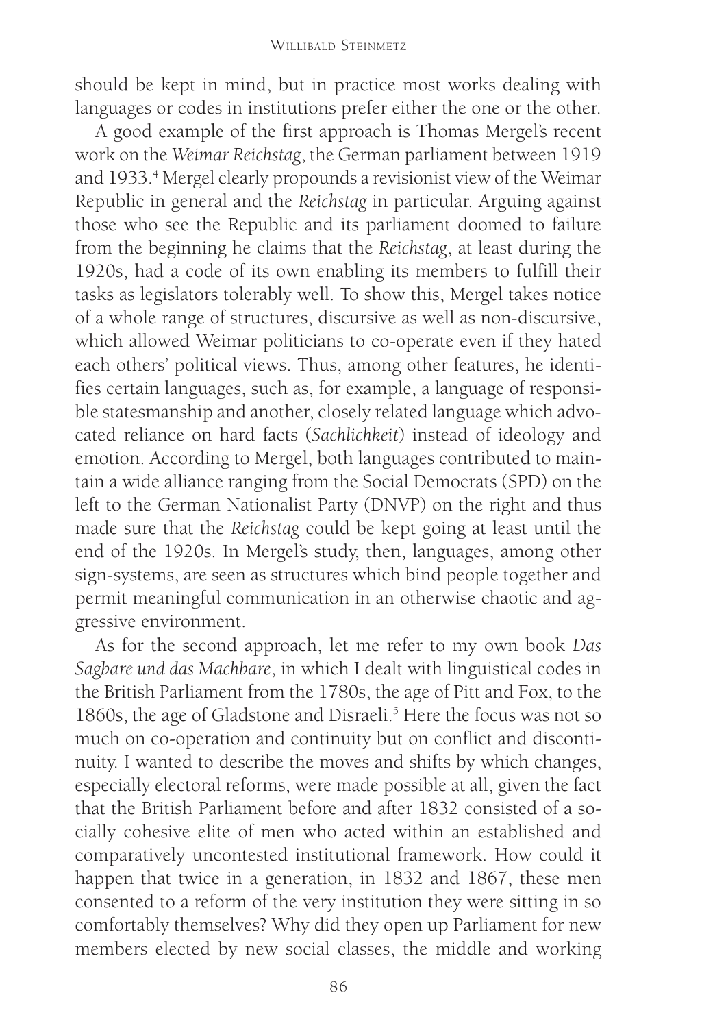should be kept in mind, but in practice most works dealing with languages or codes in institutions prefer either the one or the other.

A good example of the first approach is Thomas Mergel's recent work on the *Weimar Reichstag*, the German parliament between 1919 and 1933.[4] Mergel clearly propounds a revisionist view of the Weimar Republic in general and the *Reichstag* in particular. Arguing against those who see the Republic and its parliament doomed to failure from the beginning he claims that the *Reichstag*, at least during the 1920s, had a code of its own enabling its members to fulfill their tasks as legislators tolerably well. To show this, Mergel takes notice of a whole range of structures, discursive as well as non-discursive, which allowed Weimar politicians to co-operate even if they hated each others' political views. Thus, among other features, he identifies certain languages, such as, for example, a language of responsible statesmanship and another, closely related language which advocated reliance on hard facts (*Sachlichkeit*) instead of ideology and emotion. According to Mergel, both languages contributed to maintain a wide alliance ranging from the Social Democrats (SPD) on the left to the German Nationalist Party (DNVP) on the right and thus made sure that the *Reichstag* could be kept going at least until the end of the 1920s. In Mergel's study, then, languages, among other sign-systems, are seen as structures which bind people together and permit meaningful communication in an otherwise chaotic and aggressive environment.

As for the second approach, let me refer to my own book *Das Sagbare und das Machbare*, in which I dealt with linguistical codes in the British Parliament from the 1780s, the age of Pitt and Fox, to the 1860s, the age of Gladstone and Disraeli.[5] Here the focus was not so much on co-operation and continuity but on conflict and discontinuity. I wanted to describe the moves and shifts by which changes, especially electoral reforms, were made possible at all, given the fact that the British Parliament before and after 1832 consisted of a socially cohesive elite of men who acted within an established and comparatively uncontested institutional framework. How could it happen that twice in a generation, in 1832 and 1867, these men consented to a reform of the very institution they were sitting in so comfortably themselves? Why did they open up Parliament for new members elected by new social classes, the middle and working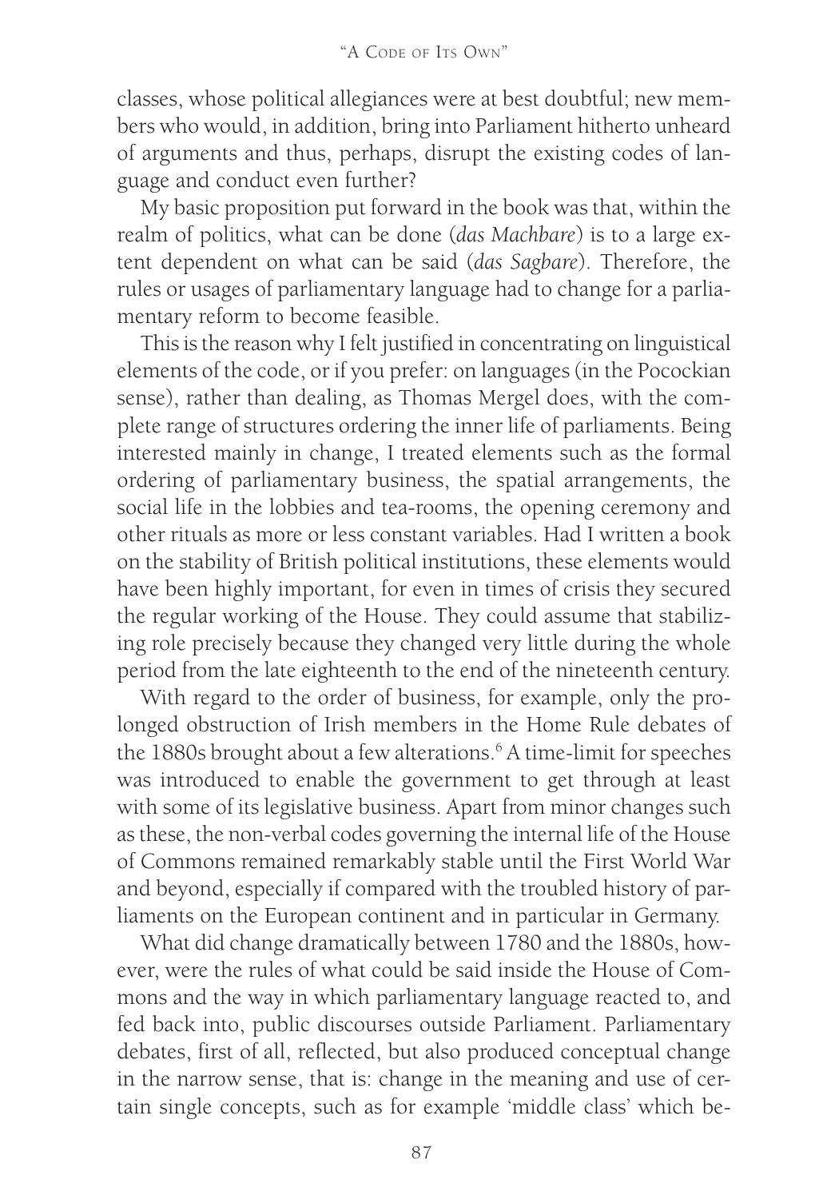classes, whose political allegiances were at best doubtful; new members who would, in addition, bring into Parliament hitherto unheard of arguments and thus, perhaps, disrupt the existing codes of language and conduct even further?

My basic proposition put forward in the book was that, within the realm of politics, what can be done (*das Machbare*) is to a large extent dependent on what can be said (*das Sagbare*). Therefore, the rules or usages of parliamentary language had to change for a parliamentary reform to become feasible.

This is the reason why I felt justified in concentrating on linguistical elements of the code, or if you prefer: on languages (in the Pocockian sense), rather than dealing, as Thomas Mergel does, with the complete range of structures ordering the inner life of parliaments. Being interested mainly in change, I treated elements such as the formal ordering of parliamentary business, the spatial arrangements, the social life in the lobbies and tea-rooms, the opening ceremony and other rituals as more or less constant variables. Had I written a book on the stability of British political institutions, these elements would have been highly important, for even in times of crisis they secured the regular working of the House. They could assume that stabilizing role precisely because they changed very little during the whole period from the late eighteenth to the end of the nineteenth century.

With regard to the order of business, for example, only the prolonged obstruction of Irish members in the Home Rule debates of the 1880s brought about a few alterations.[6] A time-limit for speeches was introduced to enable the government to get through at least with some of its legislative business. Apart from minor changes such as these, the non-verbal codes governing the internal life of the House of Commons remained remarkably stable until the First World War and beyond, especially if compared with the troubled history of parliaments on the European continent and in particular in Germany.

What did change dramatically between 1780 and the 1880s, however, were the rules of what could be said inside the House of Commons and the way in which parliamentary language reacted to, and fed back into, public discourses outside Parliament. Parliamentary debates, first of all, reflected, but also produced conceptual change in the narrow sense, that is: change in the meaning and use of certain single concepts, such as for example 'middle class' which be-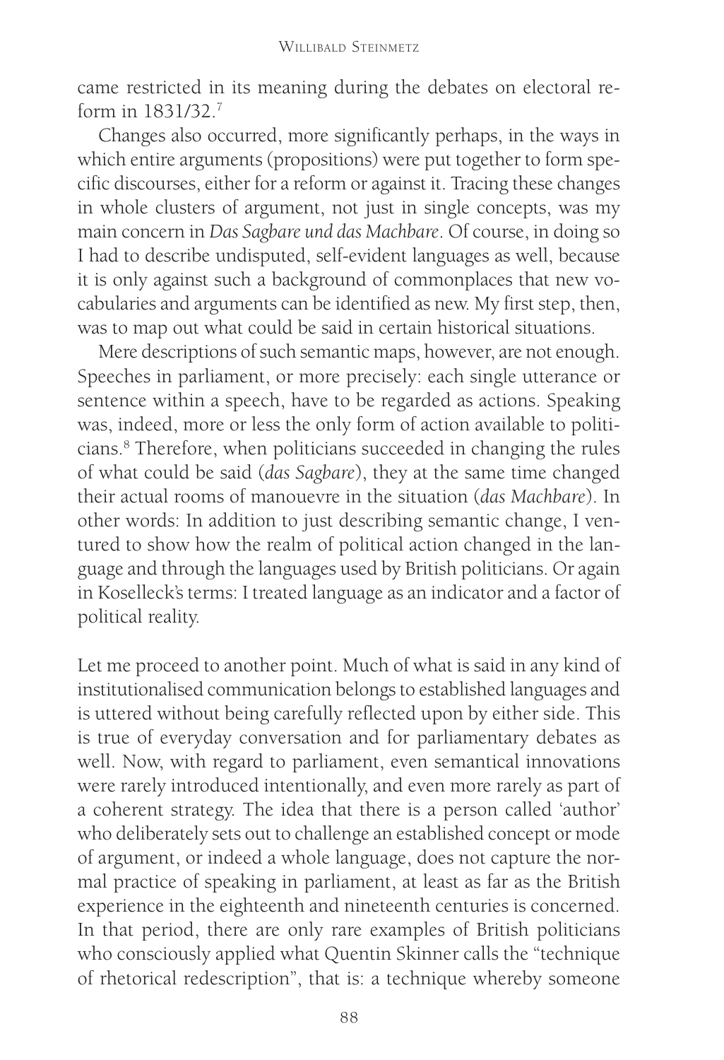came restricted in its meaning during the debates on electoral reform in 1831/32.[7]

Changes also occurred, more significantly perhaps, in the ways in which entire arguments (propositions) were put together to form specific discourses, either for a reform or against it. Tracing these changes in whole clusters of argument, not just in single concepts, was my main concern in *Das Sagbare und das Machbare*. Of course, in doing so I had to describe undisputed, self-evident languages as well, because it is only against such a background of commonplaces that new vocabularies and arguments can be identified as new. My first step, then, was to map out what could be said in certain historical situations.

Mere descriptions of such semantic maps, however, are not enough. Speeches in parliament, or more precisely: each single utterance or sentence within a speech, have to be regarded as actions. Speaking was, indeed, more or less the only form of action available to politicians.[8] Therefore, when politicians succeeded in changing the rules of what could be said (*das Sagbare*), they at the same time changed their actual rooms of manouevre in the situation (*das Machbare*). In other words: In addition to just describing semantic change, I ventured to show how the realm of political action changed in the language and through the languages used by British politicians. Or again in Koselleck's terms: I treated language as an indicator and a factor of political reality.

Let me proceed to another point. Much of what is said in any kind of institutionalised communication belongs to established languages and is uttered without being carefully reflected upon by either side. This is true of everyday conversation and for parliamentary debates as well. Now, with regard to parliament, even semantical innovations were rarely introduced intentionally, and even more rarely as part of a coherent strategy. The idea that there is a person called 'author' who deliberately sets out to challenge an established concept or mode of argument, or indeed a whole language, does not capture the normal practice of speaking in parliament, at least as far as the British experience in the eighteenth and nineteenth centuries is concerned. In that period, there are only rare examples of British politicians who consciously applied what Quentin Skinner calls the "technique of rhetorical redescription", that is: a technique whereby someone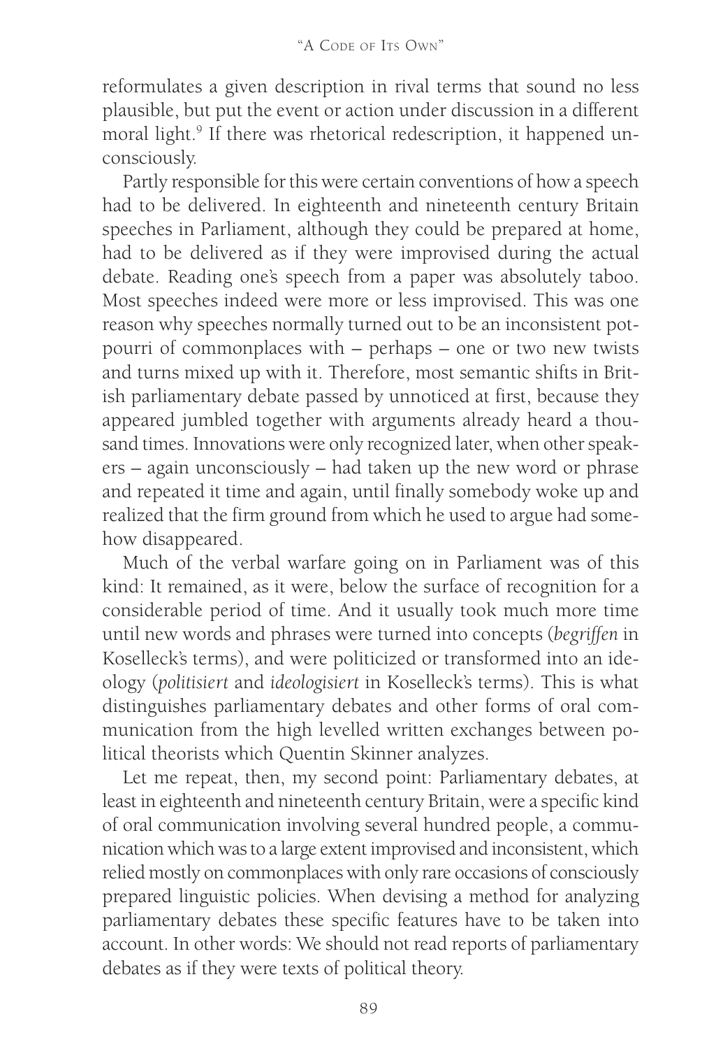reformulates a given description in rival terms that sound no less plausible, but put the event or action under discussion in a different moral light.[9] If there was rhetorical redescription, it happened unconsciously.

Partly responsible for this were certain conventions of how a speech had to be delivered. In eighteenth and nineteenth century Britain speeches in Parliament, although they could be prepared at home, had to be delivered as if they were improvised during the actual debate. Reading one's speech from a paper was absolutely taboo. Most speeches indeed were more or less improvised. This was one reason why speeches normally turned out to be an inconsistent potpourri of commonplaces with – perhaps – one or two new twists and turns mixed up with it. Therefore, most semantic shifts in British parliamentary debate passed by unnoticed at first, because they appeared jumbled together with arguments already heard a thousand times. Innovations were only recognized later, when other speakers – again unconsciously – had taken up the new word or phrase and repeated it time and again, until finally somebody woke up and realized that the firm ground from which he used to argue had somehow disappeared.

Much of the verbal warfare going on in Parliament was of this kind: It remained, as it were, below the surface of recognition for a considerable period of time. And it usually took much more time until new words and phrases were turned into concepts (*begriffen* in Koselleck's terms), and were politicized or transformed into an ideology (*politisiert* and *ideologisiert* in Koselleck's terms). This is what distinguishes parliamentary debates and other forms of oral communication from the high levelled written exchanges between political theorists which Quentin Skinner analyzes.

Let me repeat, then, my second point: Parliamentary debates, at least in eighteenth and nineteenth century Britain, were a specific kind of oral communication involving several hundred people, a communication which was to a large extent improvised and inconsistent, which relied mostly on commonplaces with only rare occasions of consciously prepared linguistic policies. When devising a method for analyzing parliamentary debates these specific features have to be taken into account. In other words: We should not read reports of parliamentary debates as if they were texts of political theory.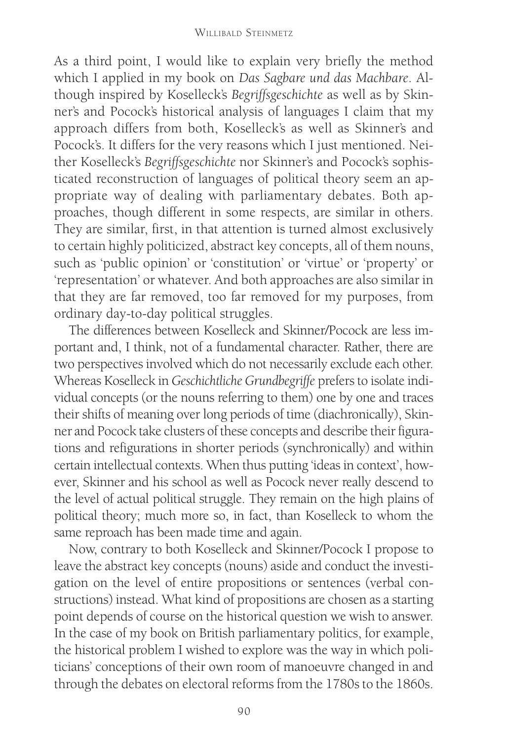As a third point, I would like to explain very briefly the method which I applied in my book on *Das Sagbare und das Machbare*. Although inspired by Koselleck's *Begriffsgeschichte* as well as by Skinner's and Pocock's historical analysis of languages I claim that my approach differs from both, Koselleck's as well as Skinner's and Pocock's. It differs for the very reasons which I just mentioned. Neither Koselleck's *Begriffsgeschichte* nor Skinner's and Pocock's sophisticated reconstruction of languages of political theory seem an appropriate way of dealing with parliamentary debates. Both approaches, though different in some respects, are similar in others. They are similar, first, in that attention is turned almost exclusively to certain highly politicized, abstract key concepts, all of them nouns, such as 'public opinion' or 'constitution' or 'virtue' or 'property' or 'representation' or whatever. And both approaches are also similar in that they are far removed, too far removed for my purposes, from ordinary day-to-day political struggles.

The differences between Koselleck and Skinner/Pocock are less important and, I think, not of a fundamental character. Rather, there are two perspectives involved which do not necessarily exclude each other. Whereas Koselleck in *Geschichtliche Grundbegriffe* prefers to isolate individual concepts (or the nouns referring to them) one by one and traces their shifts of meaning over long periods of time (diachronically), Skinner and Pocock take clusters of these concepts and describe their figurations and refigurations in shorter periods (synchronically) and within certain intellectual contexts. When thus putting 'ideas in context', however, Skinner and his school as well as Pocock never really descend to the level of actual political struggle. They remain on the high plains of political theory; much more so, in fact, than Koselleck to whom the same reproach has been made time and again.

Now, contrary to both Koselleck and Skinner/Pocock I propose to leave the abstract key concepts (nouns) aside and conduct the investigation on the level of entire propositions or sentences (verbal constructions) instead. What kind of propositions are chosen as a starting point depends of course on the historical question we wish to answer. In the case of my book on British parliamentary politics, for example, the historical problem I wished to explore was the way in which politicians' conceptions of their own room of manoeuvre changed in and through the debates on electoral reforms from the 1780s to the 1860s.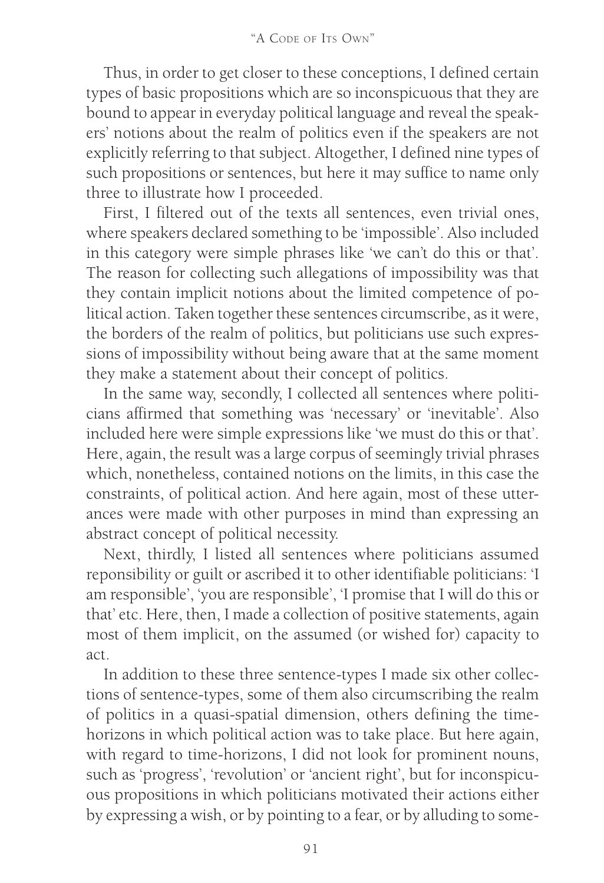Thus, in order to get closer to these conceptions, I defined certain types of basic propositions which are so inconspicuous that they are bound to appear in everyday political language and reveal the speakers' notions about the realm of politics even if the speakers are not explicitly referring to that subject. Altogether, I defined nine types of such propositions or sentences, but here it may suffice to name only three to illustrate how I proceeded.

First, I filtered out of the texts all sentences, even trivial ones, where speakers declared something to be 'impossible'. Also included in this category were simple phrases like 'we can't do this or that'. The reason for collecting such allegations of impossibility was that they contain implicit notions about the limited competence of political action. Taken together these sentences circumscribe, as it were, the borders of the realm of politics, but politicians use such expressions of impossibility without being aware that at the same moment they make a statement about their concept of politics.

In the same way, secondly, I collected all sentences where politicians affirmed that something was 'necessary' or 'inevitable'. Also included here were simple expressions like 'we must do this or that'. Here, again, the result was a large corpus of seemingly trivial phrases which, nonetheless, contained notions on the limits, in this case the constraints, of political action. And here again, most of these utterances were made with other purposes in mind than expressing an abstract concept of political necessity.

Next, thirdly, I listed all sentences where politicians assumed reponsibility or guilt or ascribed it to other identifiable politicians: 'I am responsible', 'you are responsible', 'I promise that I will do this or that' etc. Here, then, I made a collection of positive statements, again most of them implicit, on the assumed (or wished for) capacity to act.

In addition to these three sentence-types I made six other collections of sentence-types, some of them also circumscribing the realm of politics in a quasi-spatial dimension, others defining the time-horizons in which political action was to take place. But here again, with regard to time-horizons, I did not look for prominent nouns, such as 'progress', 'revolution' or 'ancient right', but for inconspicuous propositions in which politicians motivated their actions either by expressing a wish, or by pointing to a fear, or by alluding to some-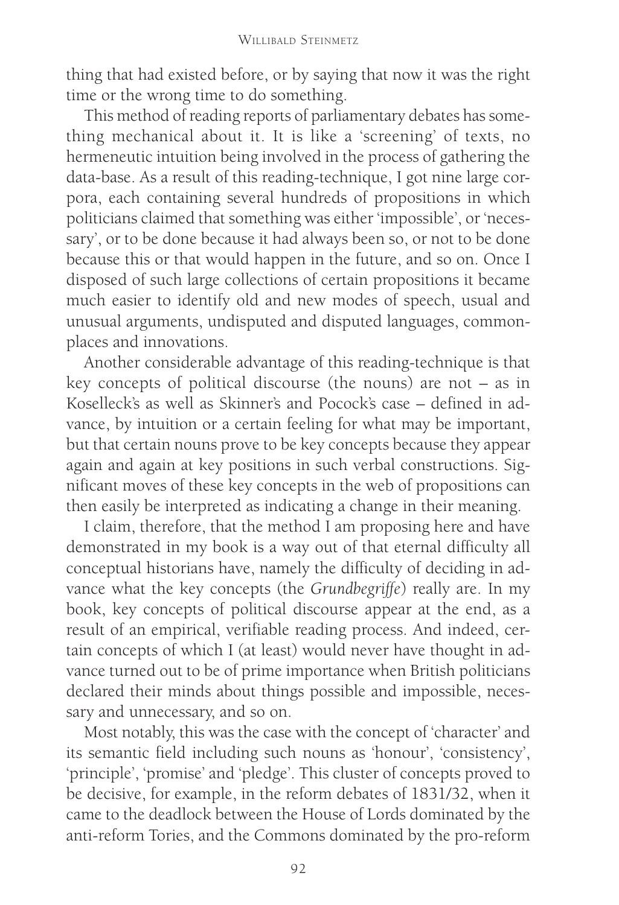thing that had existed before, or by saying that now it was the right time or the wrong time to do something.

This method of reading reports of parliamentary debates has something mechanical about it. It is like a 'screening' of texts, no hermeneutic intuition being involved in the process of gathering the data-base. As a result of this reading-technique, I got nine large corpora, each containing several hundreds of propositions in which politicians claimed that something was either 'impossible', or 'necessary', or to be done because it had always been so, or not to be done because this or that would happen in the future, and so on. Once I disposed of such large collections of certain propositions it became much easier to identify old and new modes of speech, usual and unusual arguments, undisputed and disputed languages, commonplaces and innovations.

Another considerable advantage of this reading-technique is that key concepts of political discourse (the nouns) are not – as in Koselleck's as well as Skinner's and Pocock's case – defined in advance, by intuition or a certain feeling for what may be important, but that certain nouns prove to be key concepts because they appear again and again at key positions in such verbal constructions. Significant moves of these key concepts in the web of propositions can then easily be interpreted as indicating a change in their meaning.

I claim, therefore, that the method I am proposing here and have demonstrated in my book is a way out of that eternal difficulty all conceptual historians have, namely the difficulty of deciding in advance what the key concepts (the *Grundbegriffe*) really are. In my book, key concepts of political discourse appear at the end, as a result of an empirical, verifiable reading process. And indeed, certain concepts of which I (at least) would never have thought in advance turned out to be of prime importance when British politicians declared their minds about things possible and impossible, necessary and unnecessary, and so on.

Most notably, this was the case with the concept of 'character' and its semantic field including such nouns as 'honour', 'consistency', 'principle', 'promise' and 'pledge'. This cluster of concepts proved to be decisive, for example, in the reform debates of 1831/32, when it came to the deadlock between the House of Lords dominated by the anti-reform Tories, and the Commons dominated by the pro-reform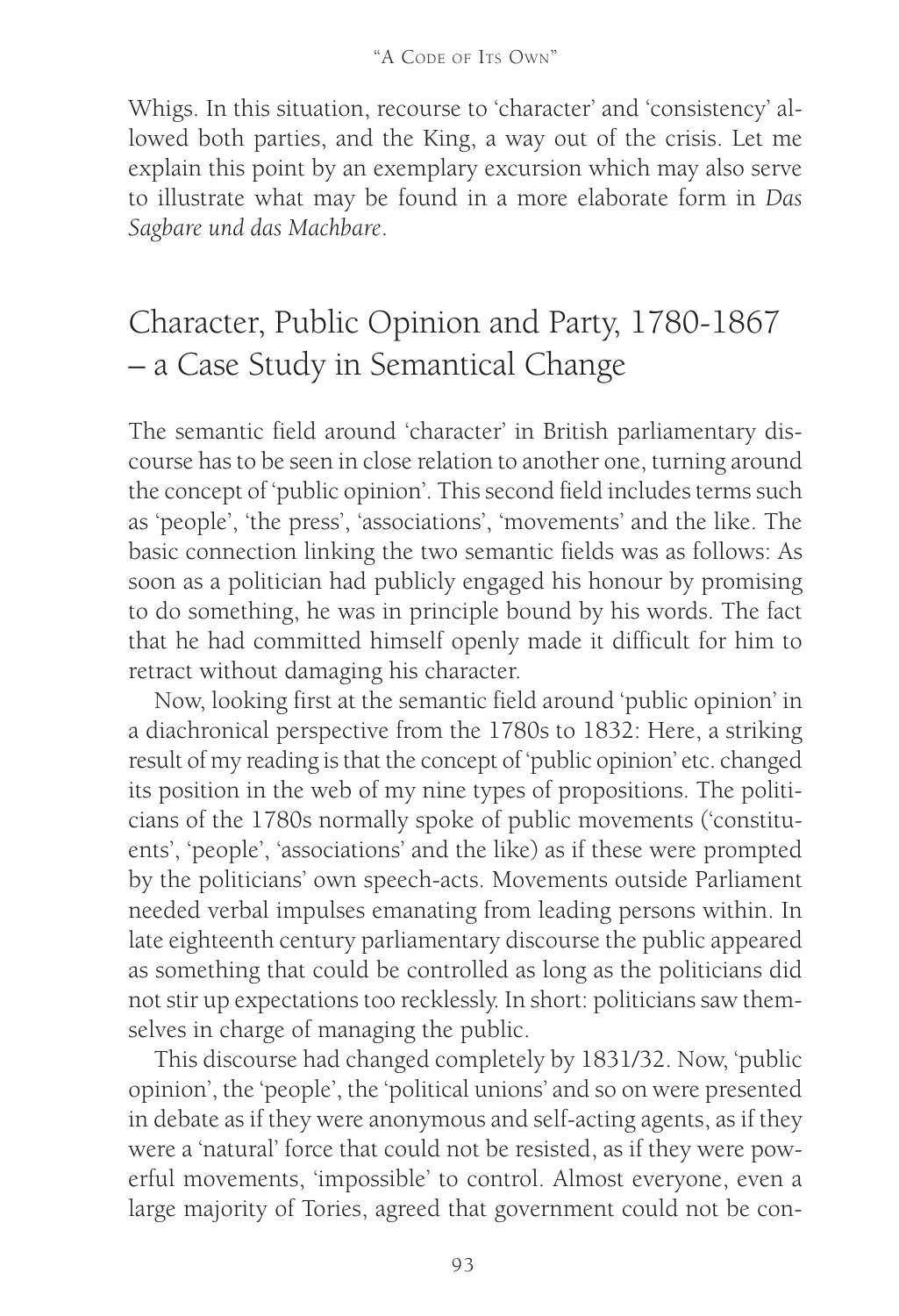Whigs. In this situation, recourse to 'character' and 'consistency' allowed both parties, and the King, a way out of the crisis. Let me explain this point by an exemplary excursion which may also serve to illustrate what may be found in a more elaborate form in *Das Sagbare und das Machbare*.

## Character, Public Opinion and Party, 1780-1867 – a Case Study in Semantical Change

The semantic field around 'character' in British parliamentary discourse has to be seen in close relation to another one, turning around the concept of 'public opinion'. This second field includes terms such as 'people', 'the press', 'associations', 'movements' and the like. The basic connection linking the two semantic fields was as follows: As soon as a politician had publicly engaged his honour by promising to do something, he was in principle bound by his words. The fact that he had committed himself openly made it difficult for him to retract without damaging his character.

Now, looking first at the semantic field around 'public opinion' in a diachronical perspective from the 1780s to 1832: Here, a striking result of my reading is that the concept of 'public opinion' etc. changed its position in the web of my nine types of propositions. The politicians of the 1780s normally spoke of public movements ('constituents', 'people', 'associations' and the like) as if these were prompted by the politicians' own speech-acts. Movements outside Parliament needed verbal impulses emanating from leading persons within. In late eighteenth century parliamentary discourse the public appeared as something that could be controlled as long as the politicians did not stir up expectations too recklessly. In short: politicians saw themselves in charge of managing the public.

This discourse had changed completely by 1831/32. Now, 'public opinion', the 'people', the 'political unions' and so on were presented in debate as if they were anonymous and self-acting agents, as if they were a 'natural' force that could not be resisted, as if they were powerful movements, 'impossible' to control. Almost everyone, even a large majority of Tories, agreed that government could not be con-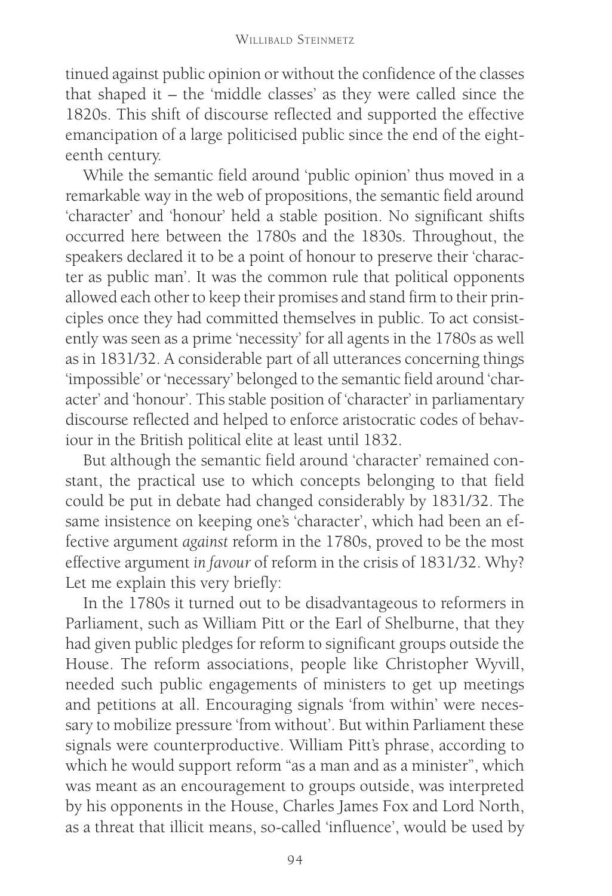tinued against public opinion or without the confidence of the classes that shaped it – the 'middle classes' as they were called since the 1820s. This shift of discourse reflected and supported the effective emancipation of a large politicised public since the end of the eighteenth century.

While the semantic field around 'public opinion' thus moved in a remarkable way in the web of propositions, the semantic field around 'character' and 'honour' held a stable position. No significant shifts occurred here between the 1780s and the 1830s. Throughout, the speakers declared it to be a point of honour to preserve their 'character as public man'. It was the common rule that political opponents allowed each other to keep their promises and stand firm to their principles once they had committed themselves in public. To act consistently was seen as a prime 'necessity' for all agents in the 1780s as well as in 1831/32. A considerable part of all utterances concerning things 'impossible' or 'necessary' belonged to the semantic field around 'character' and 'honour'. This stable position of 'character' in parliamentary discourse reflected and helped to enforce aristocratic codes of behaviour in the British political elite at least until 1832.

But although the semantic field around 'character' remained constant, the practical use to which concepts belonging to that field could be put in debate had changed considerably by 1831/32. The same insistence on keeping one's 'character', which had been an effective argument *against* reform in the 1780s, proved to be the most effective argument *in favour* of reform in the crisis of 1831/32. Why? Let me explain this very briefly:

In the 1780s it turned out to be disadvantageous to reformers in Parliament, such as William Pitt or the Earl of Shelburne, that they had given public pledges for reform to significant groups outside the House. The reform associations, people like Christopher Wyvill, needed such public engagements of ministers to get up meetings and petitions at all. Encouraging signals 'from within' were necessary to mobilize pressure 'from without'. But within Parliament these signals were counterproductive. William Pitt's phrase, according to which he would support reform "as a man and as a minister", which was meant as an encouragement to groups outside, was interpreted by his opponents in the House, Charles James Fox and Lord North, as a threat that illicit means, so-called 'influence', would be used by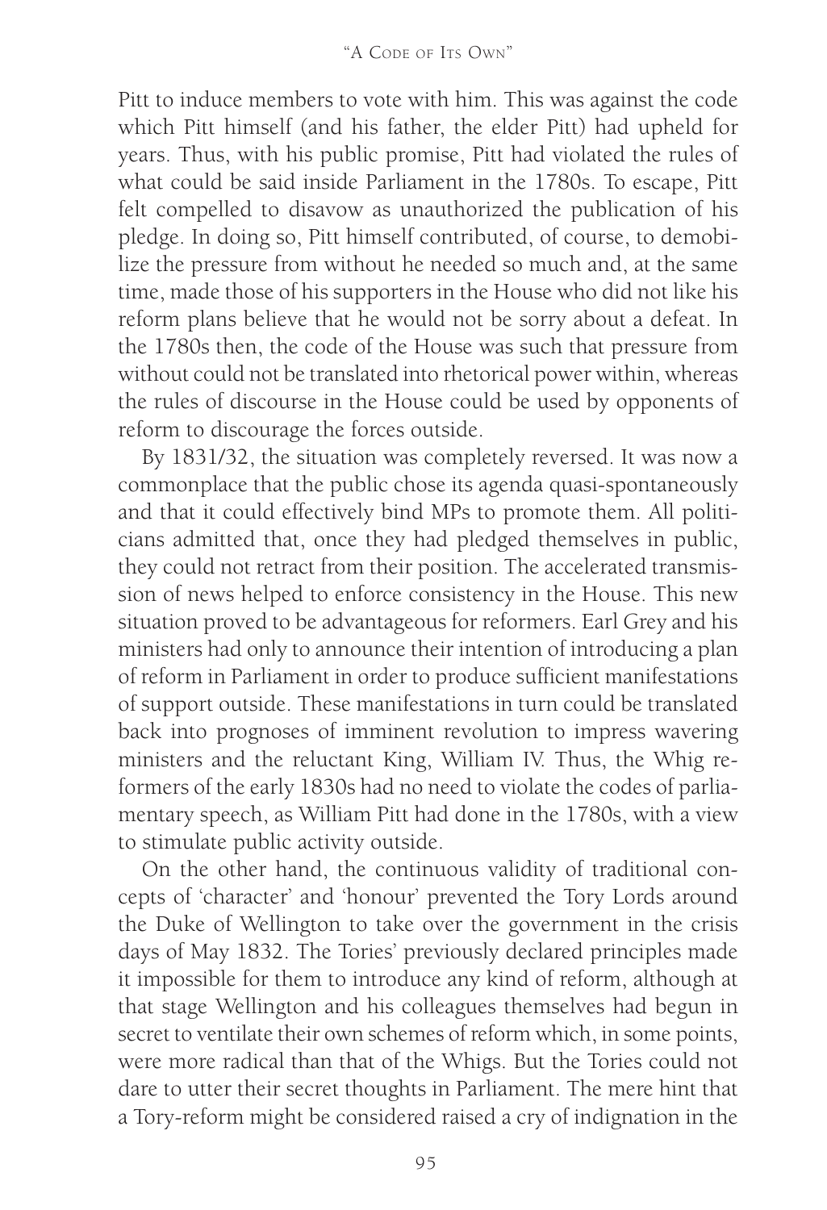Pitt to induce members to vote with him. This was against the code which Pitt himself (and his father, the elder Pitt) had upheld for years. Thus, with his public promise, Pitt had violated the rules of what could be said inside Parliament in the 1780s. To escape, Pitt felt compelled to disavow as unauthorized the publication of his pledge. In doing so, Pitt himself contributed, of course, to demobilize the pressure from without he needed so much and, at the same time, made those of his supporters in the House who did not like his reform plans believe that he would not be sorry about a defeat. In the 1780s then, the code of the House was such that pressure from without could not be translated into rhetorical power within, whereas the rules of discourse in the House could be used by opponents of reform to discourage the forces outside.

By 1831/32, the situation was completely reversed. It was now a commonplace that the public chose its agenda quasi-spontaneously and that it could effectively bind MPs to promote them. All politicians admitted that, once they had pledged themselves in public, they could not retract from their position. The accelerated transmission of news helped to enforce consistency in the House. This new situation proved to be advantageous for reformers. Earl Grey and his ministers had only to announce their intention of introducing a plan of reform in Parliament in order to produce sufficient manifestations of support outside. These manifestations in turn could be translated back into prognoses of imminent revolution to impress wavering ministers and the reluctant King, William IV. Thus, the Whig reformers of the early 1830s had no need to violate the codes of parliamentary speech, as William Pitt had done in the 1780s, with a view to stimulate public activity outside.

On the other hand, the continuous validity of traditional concepts of 'character' and 'honour' prevented the Tory Lords around the Duke of Wellington to take over the government in the crisis days of May 1832. The Tories' previously declared principles made it impossible for them to introduce any kind of reform, although at that stage Wellington and his colleagues themselves had begun in secret to ventilate their own schemes of reform which, in some points, were more radical than that of the Whigs. But the Tories could not dare to utter their secret thoughts in Parliament. The mere hint that a Tory-reform might be considered raised a cry of indignation in the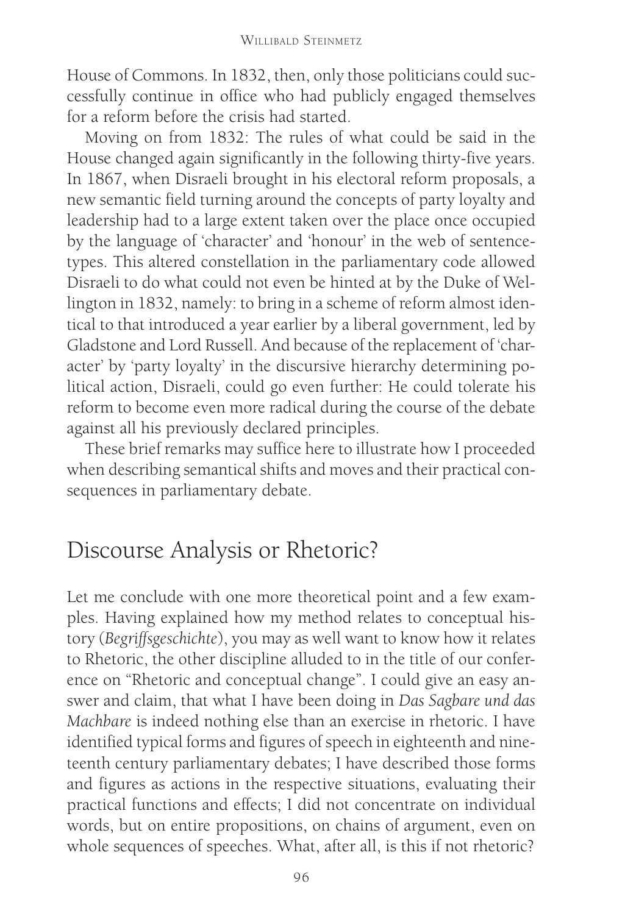House of Commons. In 1832, then, only those politicians could successfully continue in office who had publicly engaged themselves for a reform before the crisis had started.

Moving on from 1832: The rules of what could be said in the House changed again significantly in the following thirty-five years. In 1867, when Disraeli brought in his electoral reform proposals, a new semantic field turning around the concepts of party loyalty and leadership had to a large extent taken over the place once occupied by the language of 'character' and 'honour' in the web of sentence-types. This altered constellation in the parliamentary code allowed Disraeli to do what could not even be hinted at by the Duke of Wellington in 1832, namely: to bring in a scheme of reform almost identical to that introduced a year earlier by a liberal government, led by Gladstone and Lord Russell. And because of the replacement of 'character' by 'party loyalty' in the discursive hierarchy determining political action, Disraeli, could go even further: He could tolerate his reform to become even more radical during the course of the debate against all his previously declared principles.

These brief remarks may suffice here to illustrate how I proceeded when describing semantical shifts and moves and their practical consequences in parliamentary debate.

## Discourse Analysis or Rhetoric?

Let me conclude with one more theoretical point and a few examples. Having explained how my method relates to conceptual history (*Begriffsgeschichte*), you may as well want to know how it relates to Rhetoric, the other discipline alluded to in the title of our conference on "Rhetoric and conceptual change". I could give an easy answer and claim, that what I have been doing in *Das Sagbare und das Machbare* is indeed nothing else than an exercise in rhetoric. I have identified typical forms and figures of speech in eighteenth and nineteenth century parliamentary debates; I have described those forms and figures as actions in the respective situations, evaluating their practical functions and effects; I did not concentrate on individual words, but on entire propositions, on chains of argument, even on whole sequences of speeches. What, after all, is this if not rhetoric?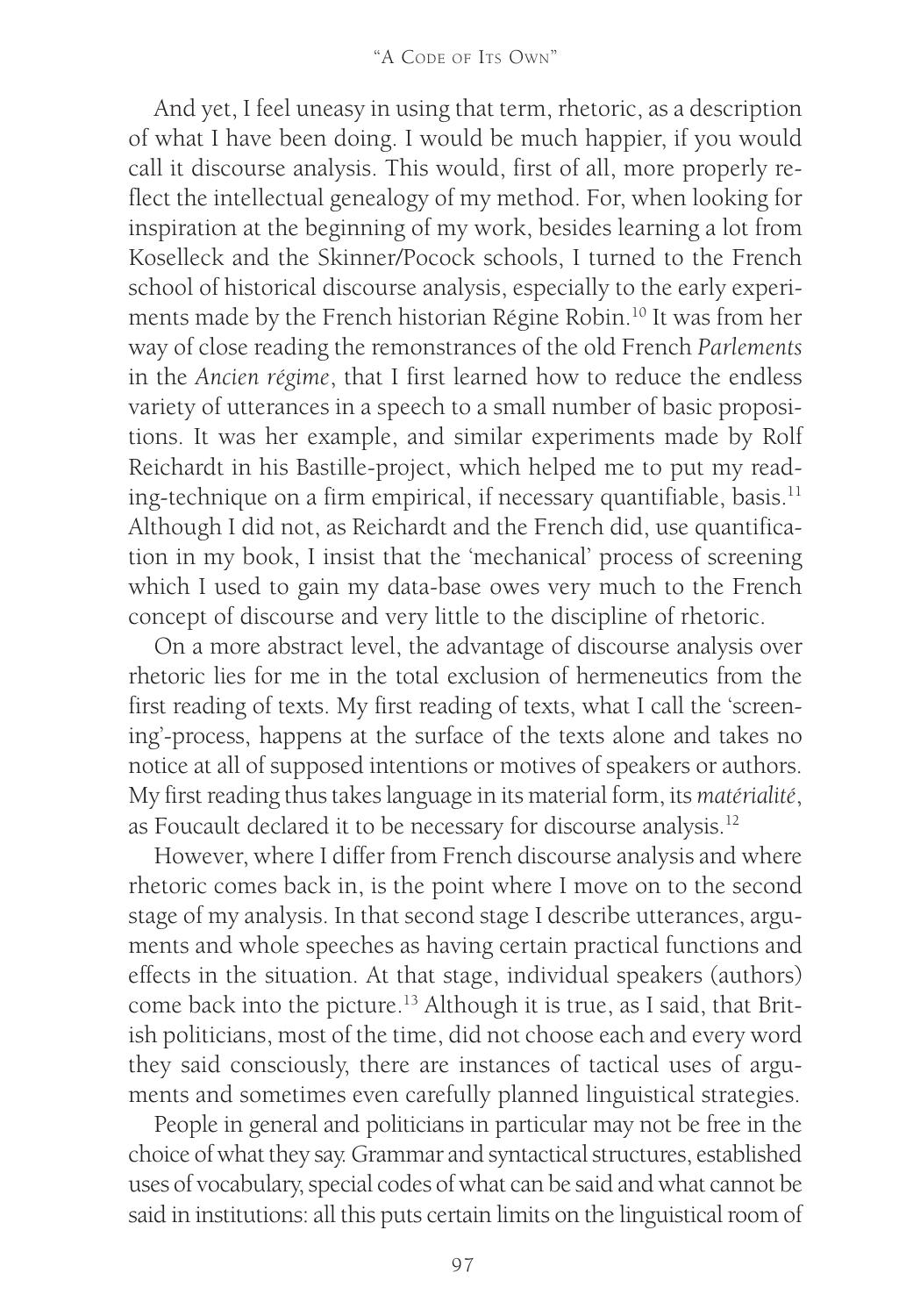And yet, I feel uneasy in using that term, rhetoric, as a description of what I have been doing. I would be much happier, if you would call it discourse analysis. This would, first of all, more properly reflect the intellectual genealogy of my method. For, when looking for inspiration at the beginning of my work, besides learning a lot from Koselleck and the Skinner/Pocock schools, I turned to the French school of historical discourse analysis, especially to the early experiments made by the French historian Régine Robin.[10] It was from her way of close reading the remonstrances of the old French *Parlements* in the *Ancien régime*, that I first learned how to reduce the endless variety of utterances in a speech to a small number of basic propositions. It was her example, and similar experiments made by Rolf Reichardt in his Bastille-project, which helped me to put my reading-technique on a firm empirical, if necessary quantifiable, basis.[11] Although I did not, as Reichardt and the French did, use quantification in my book, I insist that the 'mechanical' process of screening which I used to gain my data-base owes very much to the French concept of discourse and very little to the discipline of rhetoric.

On a more abstract level, the advantage of discourse analysis over rhetoric lies for me in the total exclusion of hermeneutics from the first reading of texts. My first reading of texts, what I call the 'screening'-process, happens at the surface of the texts alone and takes no notice at all of supposed intentions or motives of speakers or authors. My first reading thus takes language in its material form, its *matérialité*, as Foucault declared it to be necessary for discourse analysis.[12]

However, where I differ from French discourse analysis and where rhetoric comes back in, is the point where I move on to the second stage of my analysis. In that second stage I describe utterances, arguments and whole speeches as having certain practical functions and effects in the situation. At that stage, individual speakers (authors) come back into the picture.[13] Although it is true, as I said, that British politicians, most of the time, did not choose each and every word they said consciously, there are instances of tactical uses of arguments and sometimes even carefully planned linguistical strategies.

People in general and politicians in particular may not be free in the choice of what they say. Grammar and syntactical structures, established uses of vocabulary, special codes of what can be said and what cannot be said in institutions: all this puts certain limits on the linguistical room of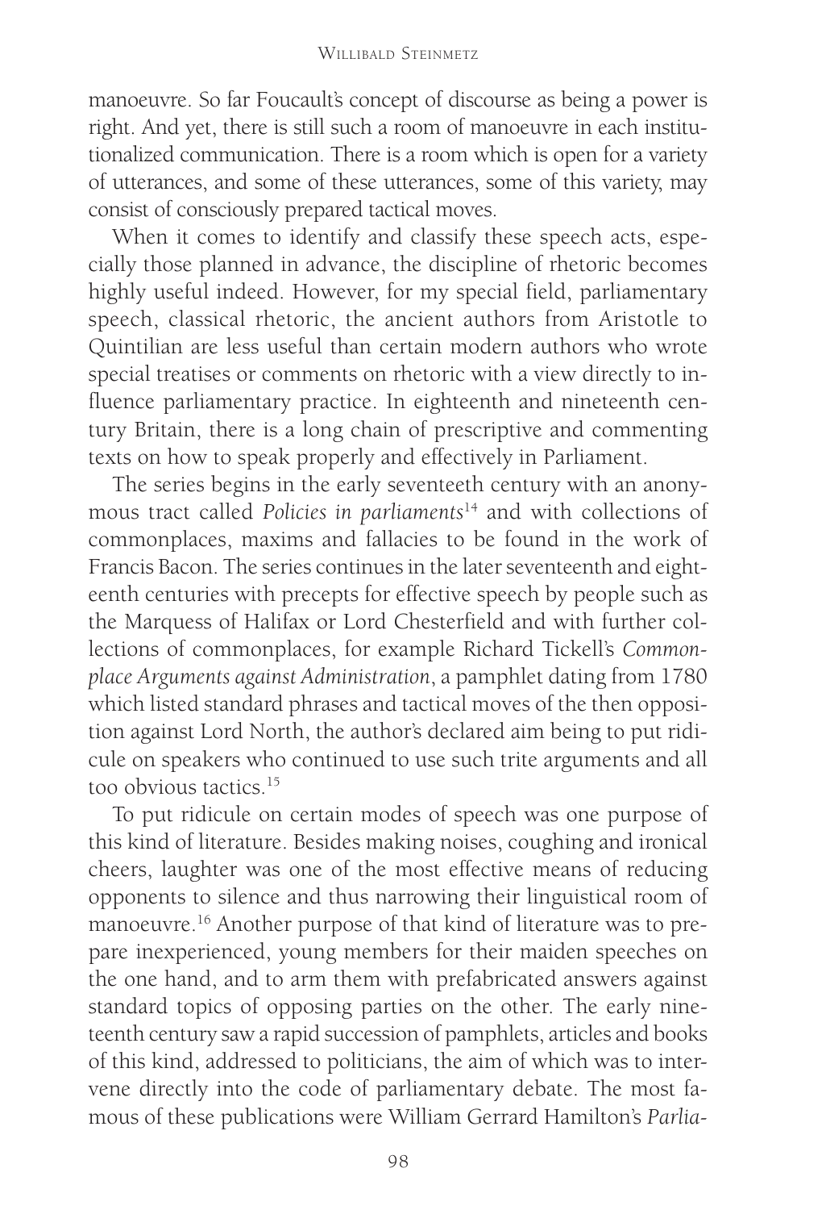manoeuvre. So far Foucault's concept of discourse as being a power is right. And yet, there is still such a room of manoeuvre in each institutionalized communication. There is a room which is open for a variety of utterances, and some of these utterances, some of this variety, may consist of consciously prepared tactical moves.

When it comes to identify and classify these speech acts, especially those planned in advance, the discipline of rhetoric becomes highly useful indeed. However, for my special field, parliamentary speech, classical rhetoric, the ancient authors from Aristotle to Quintilian are less useful than certain modern authors who wrote special treatises or comments on rhetoric with a view directly to influence parliamentary practice. In eighteenth and nineteenth century Britain, there is a long chain of prescriptive and commenting texts on how to speak properly and effectively in Parliament.

The series begins in the early seventeeth century with an anonymous tract called *Policies in parliaments*[14] and with collections of commonplaces, maxims and fallacies to be found in the work of Francis Bacon. The series continues in the later seventeenth and eighteenth centuries with precepts for effective speech by people such as the Marquess of Halifax or Lord Chesterfield and with further collections of commonplaces, for example Richard Tickell's *Commonplace Arguments against Administration*, a pamphlet dating from 1780 which listed standard phrases and tactical moves of the then opposition against Lord North, the author's declared aim being to put ridicule on speakers who continued to use such trite arguments and all too obvious tactics.[15]

To put ridicule on certain modes of speech was one purpose of this kind of literature. Besides making noises, coughing and ironical cheers, laughter was one of the most effective means of reducing opponents to silence and thus narrowing their linguistical room of manoeuvre.[16] Another purpose of that kind of literature was to prepare inexperienced, young members for their maiden speeches on the one hand, and to arm them with prefabricated answers against standard topics of opposing parties on the other. The early nineteenth century saw a rapid succession of pamphlets, articles and books of this kind, addressed to politicians, the aim of which was to intervene directly into the code of parliamentary debate. The most famous of these publications were William Gerrard Hamilton's *Parlia-*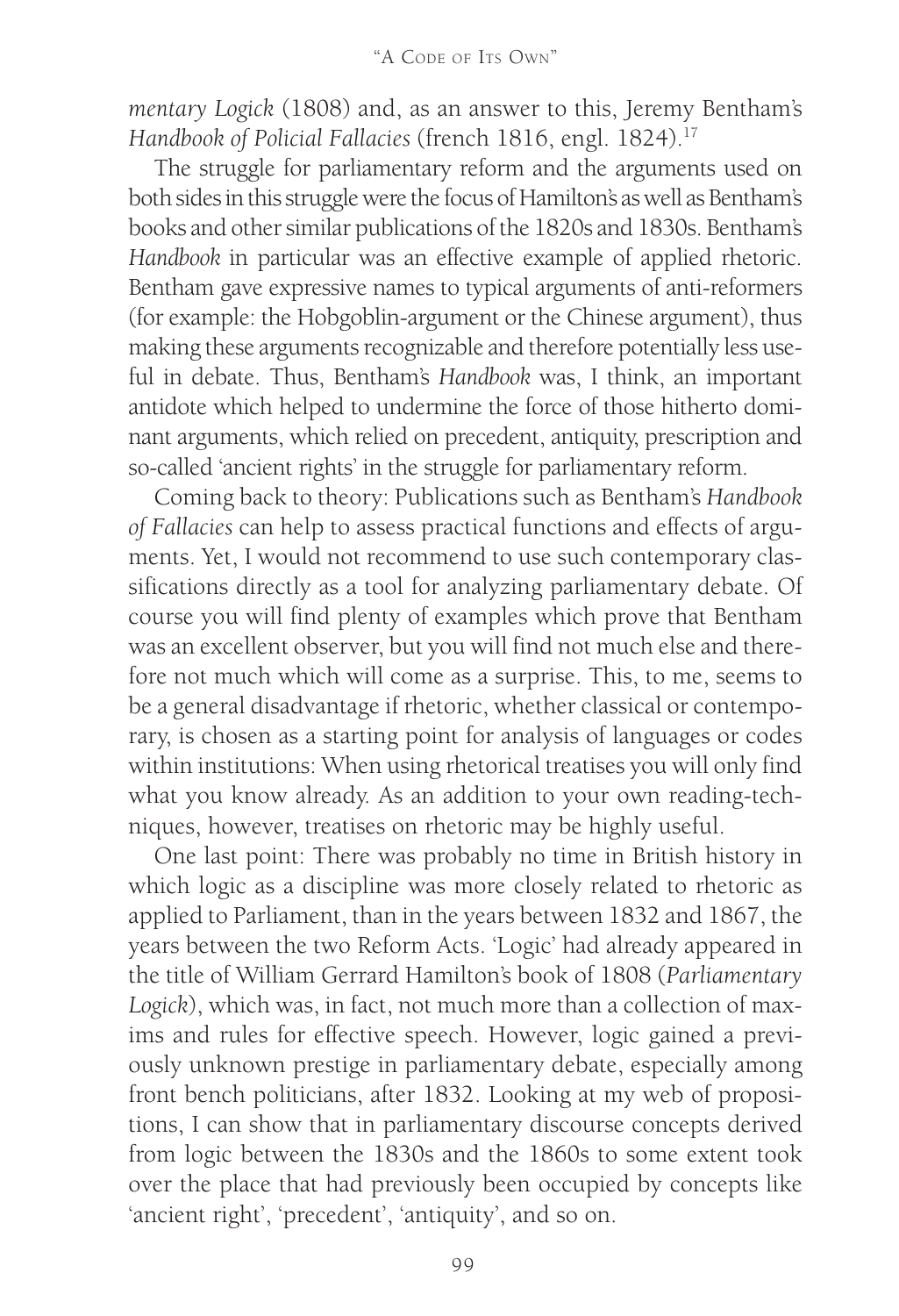*mentary Logick* (1808) and, as an answer to this, Jeremy Bentham's *Handbook of Policial Fallacies* (french 1816, engl. 1824).[17]

The struggle for parliamentary reform and the arguments used on both sides in this struggle were the focus of Hamilton's as well as Bentham's books and other similar publications of the 1820s and 1830s. Bentham's *Handbook* in particular was an effective example of applied rhetoric. Bentham gave expressive names to typical arguments of anti-reformers (for example: the Hobgoblin-argument or the Chinese argument), thus making these arguments recognizable and therefore potentially less useful in debate. Thus, Bentham's *Handbook* was, I think, an important antidote which helped to undermine the force of those hitherto dominant arguments, which relied on precedent, antiquity, prescription and so-called 'ancient rights' in the struggle for parliamentary reform.

Coming back to theory: Publications such as Bentham's *Handbook of Fallacies* can help to assess practical functions and effects of arguments. Yet, I would not recommend to use such contemporary classifications directly as a tool for analyzing parliamentary debate. Of course you will find plenty of examples which prove that Bentham was an excellent observer, but you will find not much else and therefore not much which will come as a surprise. This, to me, seems to be a general disadvantage if rhetoric, whether classical or contemporary, is chosen as a starting point for analysis of languages or codes within institutions: When using rhetorical treatises you will only find what you know already. As an addition to your own reading-techniques, however, treatises on rhetoric may be highly useful.

One last point: There was probably no time in British history in which logic as a discipline was more closely related to rhetoric as applied to Parliament, than in the years between 1832 and 1867, the years between the two Reform Acts. 'Logic' had already appeared in the title of William Gerrard Hamilton's book of 1808 (*Parliamentary Logick*), which was, in fact, not much more than a collection of maxims and rules for effective speech. However, logic gained a previously unknown prestige in parliamentary debate, especially among front bench politicians, after 1832. Looking at my web of propositions, I can show that in parliamentary discourse concepts derived from logic between the 1830s and the 1860s to some extent took over the place that had previously been occupied by concepts like 'ancient right', 'precedent', 'antiquity', and so on.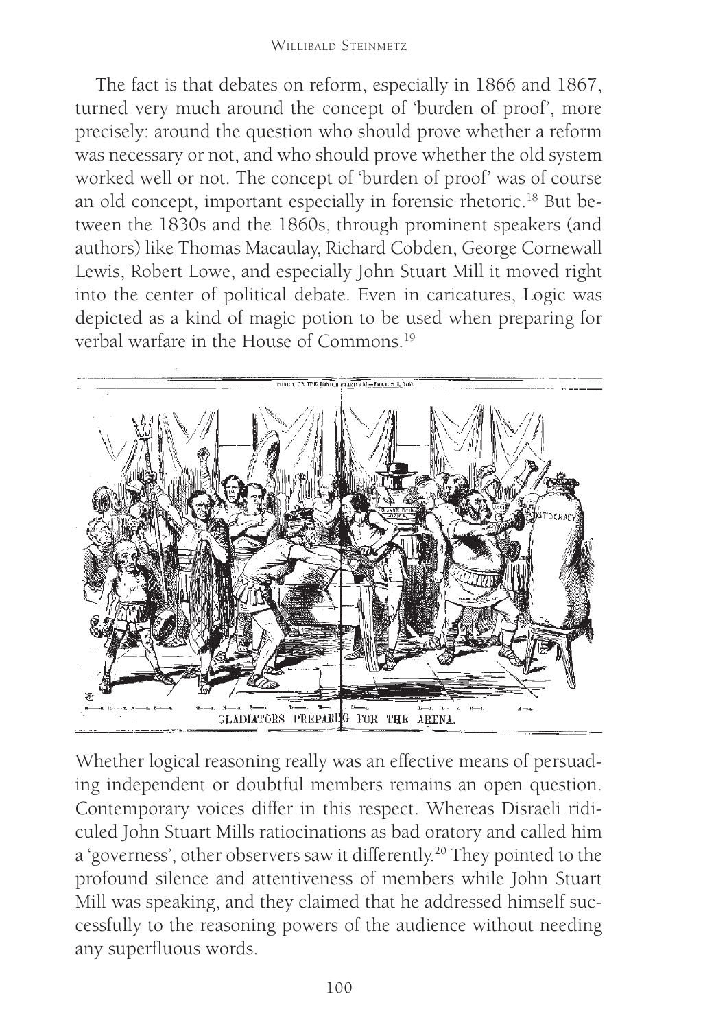The fact is that debates on reform, especially in 1866 and 1867, turned very much around the concept of 'burden of proof', more precisely: around the question who should prove whether a reform was necessary or not, and who should prove whether the old system worked well or not. The concept of 'burden of proof' was of course an old concept, important especially in forensic rhetoric.[18] But between the 1830s and the 1860s, through prominent speakers (and authors) like Thomas Macaulay, Richard Cobden, George Cornewall Lewis, Robert Lowe, and especially John Stuart Mill it moved right into the center of political debate. Even in caricatures, Logic was depicted as a kind of magic potion to be used when preparing for verbal warfare in the House of Commons.[19]

GLADIATORS PREPARING FOR THE ARENA.

Whether logical reasoning really was an effective means of persuading independent or doubtful members remains an open question. Contemporary voices differ in this respect. Whereas Disraeli ridiculed John Stuart Mills ratiocinations as bad oratory and called him a 'governess', other observers saw it differently.[20] They pointed to the profound silence and attentiveness of members while John Stuart Mill was speaking, and they claimed that he addressed himself successfully to the reasoning powers of the audience without needing any superfluous words.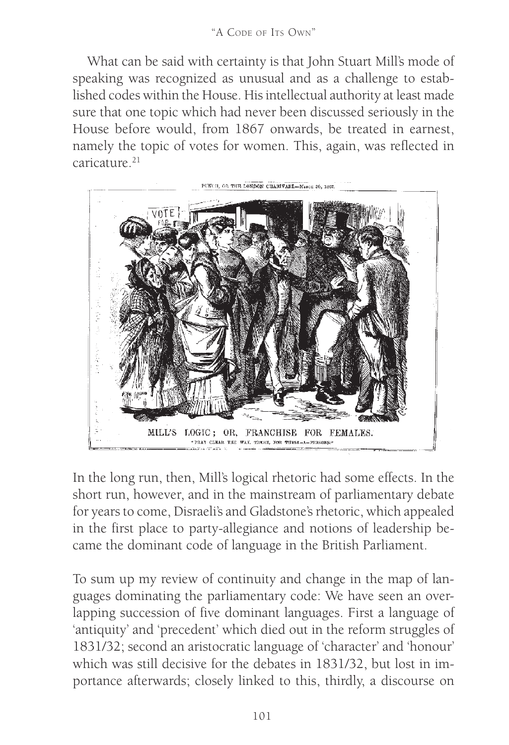What can be said with certainty is that John Stuart Mill's mode of speaking was recognized as unusual and as a challenge to established codes within the House. His intellectual authority at least made sure that one topic which had never been discussed seriously in the House before would, from 1867 onwards, be treated in earnest, namely the topic of votes for women. This, again, was reflected in caricature.[21]

PUNCH, OR THE LONDON CHARIVARI.—March 30, 1867.

MILL'S LOGIC; OR, FRANCHISE FOR FEMALES.

"PRAY CLEAR THE WAY, THERE, FOR THESE—A—PERSONS."

In the long run, then, Mill's logical rhetoric had some effects. In the short run, however, and in the mainstream of parliamentary debate for years to come, Disraeli's and Gladstone's rhetoric, which appealed in the first place to party-allegiance and notions of leadership became the dominant code of language in the British Parliament.

To sum up my review of continuity and change in the map of languages dominating the parliamentary code: We have seen an overlapping succession of five dominant languages. First a language of 'antiquity' and 'precedent' which died out in the reform struggles of 1831/32; second an aristocratic language of 'character' and 'honour' which was still decisive for the debates in 1831/32, but lost in importance afterwards; closely linked to this, thirdly, a discourse on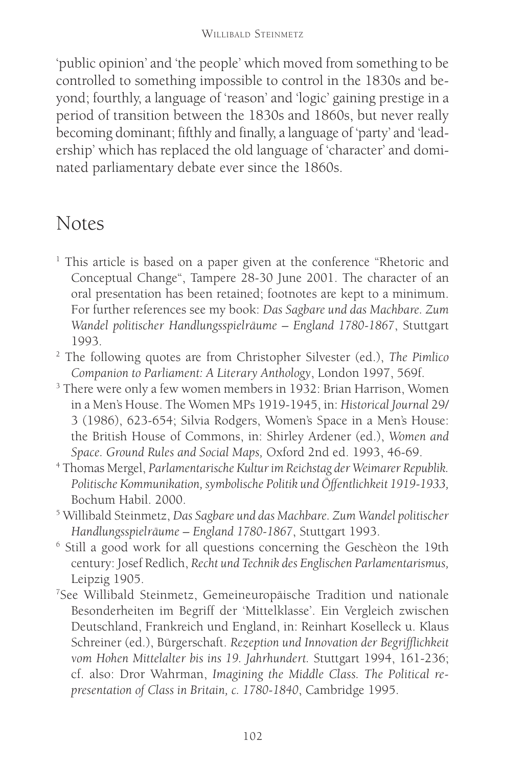'public opinion' and 'the people' which moved from something to be controlled to something impossible to control in the 1830s and beyond; fourthly, a language of 'reason' and 'logic' gaining prestige in a period of transition between the 1830s and 1860s, but never really becoming dominant; fifthly and finally, a language of 'party' and 'leadership' which has replaced the old language of 'character' and dominated parliamentary debate ever since the 1860s.

## Notes

[1] This article is based on a paper given at the conference "Rhetoric and Conceptual Change", Tampere 28-30 June 2001. The character of an oral presentation has been retained; footnotes are kept to a minimum. For further references see my book: *Das Sagbare und das Machbare. Zum Wandel politischer Handlungsspielräume – England 1780-1867*, Stuttgart 1993.

[2] The following quotes are from Christopher Silvester (ed.), *The Pimlico Companion to Parliament: A Literary Anthology*, London 1997, 569f.

[3] There were only a few women members in 1932: Brian Harrison, Women in a Men's House. The Women MPs 1919-1945, in: *Historical Journal* 29/ 3 (1986), 623-654; Silvia Rodgers, Women's Space in a Men's House: the British House of Commons, in: Shirley Ardener (ed.), *Women and Space. Ground Rules and Social Maps,* Oxford 2nd ed. 1993, 46-69.

[4] Thomas Mergel, *Parlamentarische Kultur im Reichstag der Weimarer Republik. Politische Kommunikation, symbolische Politik und Öffentlichkeit 1919-1933,* Bochum Habil. 2000.

[5] Willibald Steinmetz, *Das Sagbare und das Machbare. Zum Wandel politischer Handlungsspielräume – England 1780-1867*, Stuttgart 1993.

[6] Still a good work for all questions concerning the Geschèon the 19th century: Josef Redlich, *Recht und Technik des Englischen Parlamentarismus,* Leipzig 1905.

[7] See Willibald Steinmetz, Gemeineuropäische Tradition und nationale Besonderheiten im Begriff der 'Mittelklasse'. Ein Vergleich zwischen Deutschland, Frankreich und England, in: Reinhart Koselleck u. Klaus Schreiner (ed.), Bürgerschaft. *Rezeption und Innovation der Begrifflichkeit vom Hohen Mittelalter bis ins 19. Jahrhundert.* Stuttgart 1994, 161-236; cf. also: Dror Wahrman, *Imagining the Middle Class. The Political representation of Class in Britain, c. 1780-1840*, Cambridge 1995.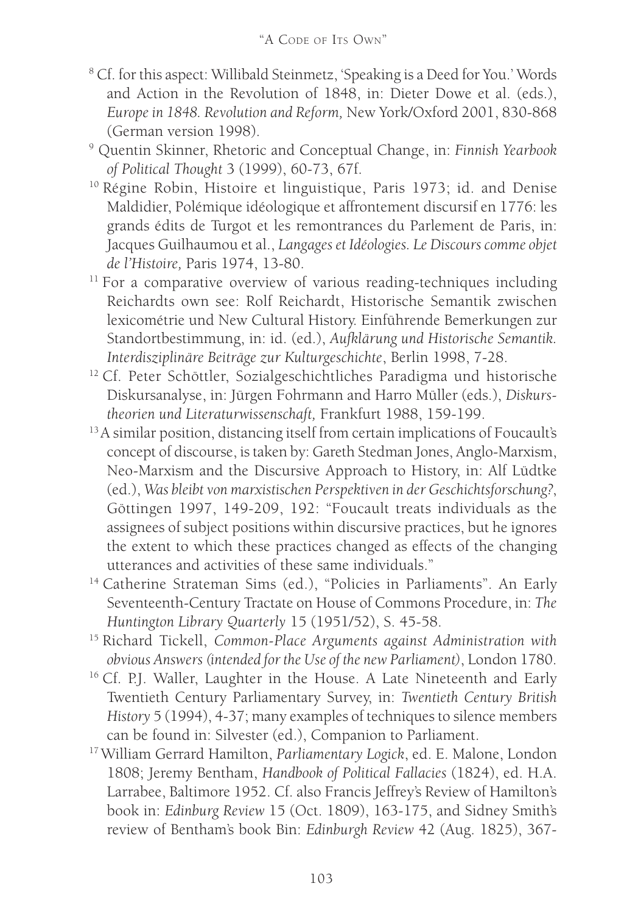[8] Cf. for this aspect: Willibald Steinmetz, 'Speaking is a Deed for You.' Words and Action in the Revolution of 1848, in: Dieter Dowe et al. (eds.), *Europe in 1848. Revolution and Reform,* New York/Oxford 2001, 830-868 (German version 1998).

[9] Quentin Skinner, Rhetoric and Conceptual Change, in: *Finnish Yearbook of Political Thought* 3 (1999), 60-73, 67f.

[10] Régine Robin, Histoire et linguistique, Paris 1973; id. and Denise Maldidier, Polémique idéologique et affrontement discursif en 1776: les grands édits de Turgot et les remontrances du Parlement de Paris, in: Jacques Guilhaumou et al., *Langages et Idéologies. Le Discours comme objet de l'Histoire,* Paris 1974, 13-80.

[11] For a comparative overview of various reading-techniques including Reichardts own see: Rolf Reichardt, Historische Semantik zwischen lexicométrie und New Cultural History. Einführende Bemerkungen zur Standortbestimmung, in: id. (ed.), *Aufklärung und Historische Semantik. Interdisziplinäre Beiträge zur Kulturgeschichte*, Berlin 1998, 7-28.

[12] Cf. Peter Schöttler, Sozialgeschichtliches Paradigma und historische Diskursanalyse, in: Jürgen Fohrmann and Harro Müller (eds.), *Diskurstheorien und Literaturwissenschaft,* Frankfurt 1988, 159-199.

[13] A similar position, distancing itself from certain implications of Foucault's concept of discourse, is taken by: Gareth Stedman Jones, Anglo-Marxism, Neo-Marxism and the Discursive Approach to History, in: Alf Lüdtke (ed.), *Was bleibt von marxistischen Perspektiven in der Geschichtsforschung?*, Göttingen 1997, 149-209, 192: "Foucault treats individuals as the assignees of subject positions within discursive practices, but he ignores the extent to which these practices changed as effects of the changing utterances and activities of these same individuals."

[14] Catherine Strateman Sims (ed.), "Policies in Parliaments". An Early Seventeenth-Century Tractate on House of Commons Procedure, in: *The Huntington Library Quarterly* 15 (1951/52), S. 45-58.

[15] Richard Tickell, *Common-Place Arguments against Administration with obvious Answers (intended for the Use of the new Parliament)*, London 1780.

[16] Cf. P.J. Waller, Laughter in the House. A Late Nineteenth and Early Twentieth Century Parliamentary Survey, in: *Twentieth Century British History* 5 (1994), 4-37; many examples of techniques to silence members can be found in: Silvester (ed.), Companion to Parliament.

[17] William Gerrard Hamilton, *Parliamentary Logick*, ed. E. Malone, London 1808; Jeremy Bentham, *Handbook of Political Fallacies* (1824), ed. H.A. Larrabee, Baltimore 1952. Cf. also Francis Jeffrey's Review of Hamilton's book in: *Edinburg Review* 15 (Oct. 1809), 163-175, and Sidney Smith's review of Bentham's book Bin: *Edinburgh Review* 42 (Aug. 1825), 367-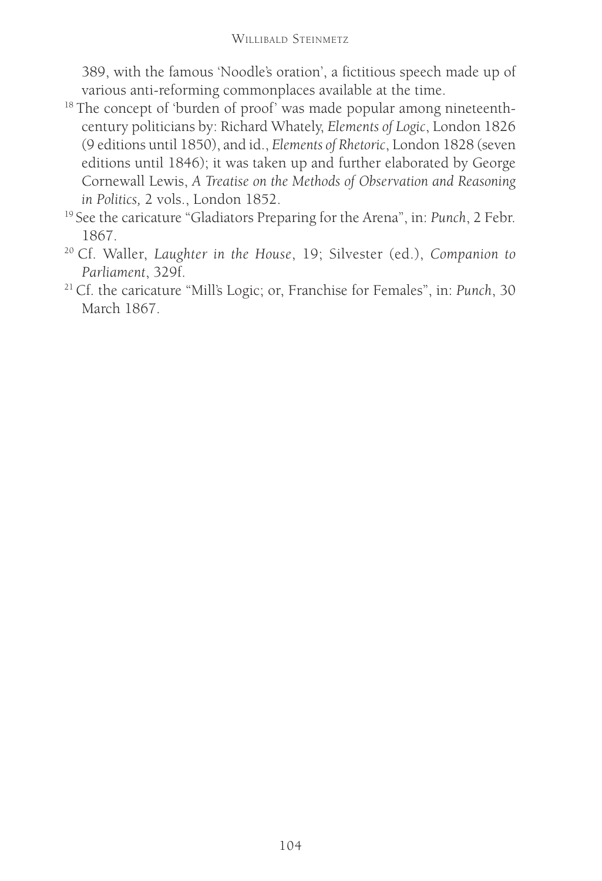389, with the famous 'Noodle's oration', a fictitious speech made up of various anti-reforming commonplaces available at the time.

[18] The concept of 'burden of proof' was made popular among nineteenth-century politicians by: Richard Whately, *Elements of Logic*, London 1826 (9 editions until 1850), and id., *Elements of Rhetoric*, London 1828 (seven editions until 1846); it was taken up and further elaborated by George Cornewall Lewis, *A Treatise on the Methods of Observation and Reasoning in Politics,* 2 vols., London 1852.

[19] See the caricature "Gladiators Preparing for the Arena", in: *Punch*, 2 Febr. 1867.

[20] Cf. Waller, *Laughter in the House*, 19; Silvester (ed.), *Companion to Parliament*, 329f.

[21] Cf. the caricature "Mill's Logic; or, Franchise for Females", in: *Punch*, 30 March 1867.